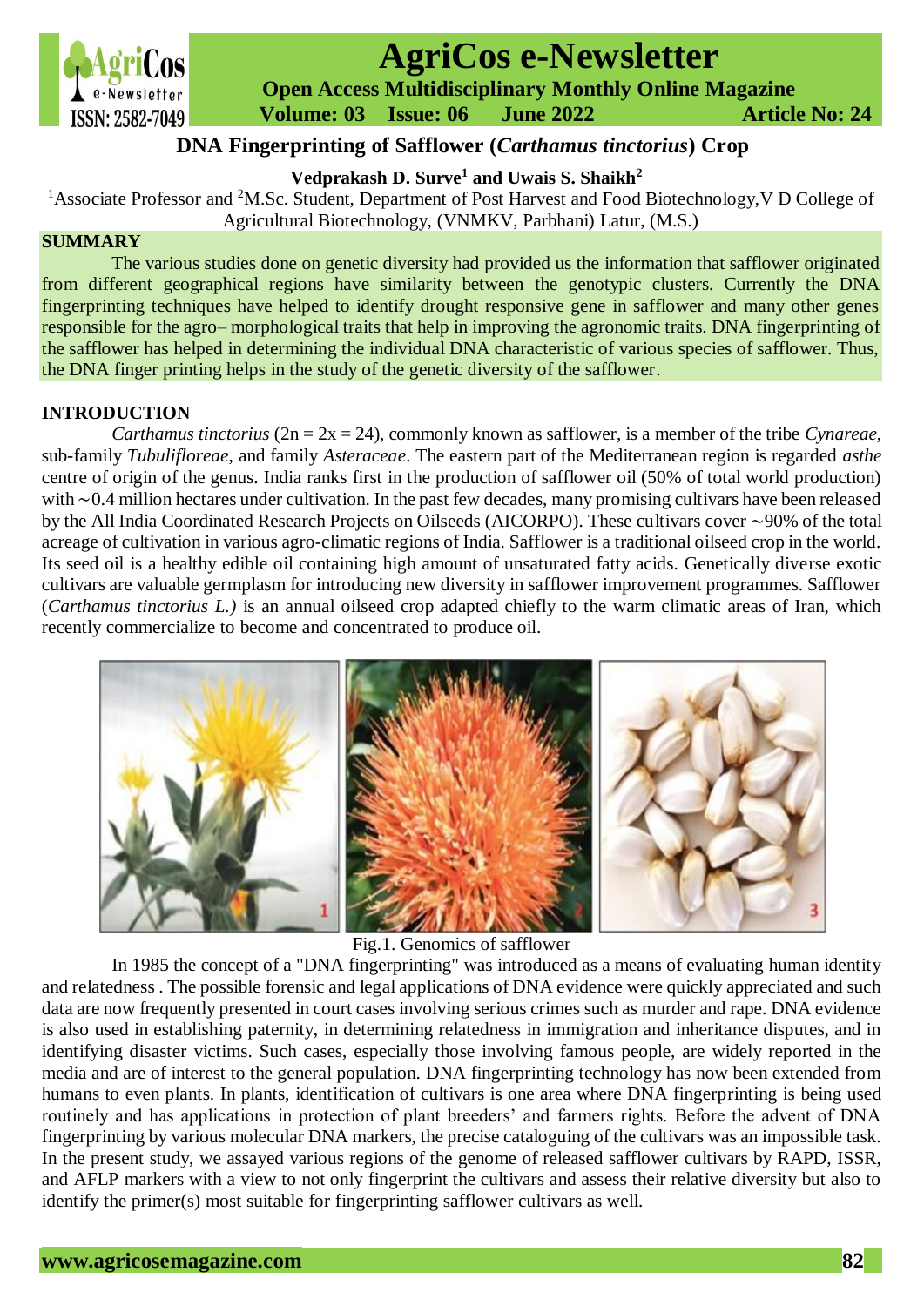# DNA Fingerprinting of Safflower (*Carthamus tinctorius*) Crop

**Vedprakash D. Surve[1] and Uwais S. Shaikh[2]**

[1]Associate Professor and [2]M.Sc. Student, Department of Post Harvest and Food Biotechnology,V D College of Agricultural Biotechnology, (VNMKV, Parbhani) Latur, (M.S.)

## SUMMARY

The various studies done on genetic diversity had provided us the information that safflower originated from different geographical regions have similarity between the genotypic clusters. Currently the DNA fingerprinting techniques have helped to identify drought responsive gene in safflower and many other genes responsible for the agro– morphological traits that help in improving the agronomic traits. DNA fingerprinting of the safflower has helped in determining the individual DNA characteristic of various species of safflower. Thus, the DNA finger printing helps in the study of the genetic diversity of the safflower.

## INTRODUCTION

*Carthamus tinctorius* (2n = 2x = 24), commonly known as safflower, is a member of the tribe *Cynareae*, sub-family *Tubulifloreae*, and family *Asteraceae*. The eastern part of the Mediterranean region is regarded *asthe* centre of origin of the genus. India ranks first in the production of safflower oil (50% of total world production) with ~0.4 million hectares under cultivation. In the past few decades, many promising cultivars have been released by the All India Coordinated Research Projects on Oilseeds (AICORPO). These cultivars cover ~90% of the total acreage of cultivation in various agro-climatic regions of India. Safflower is a traditional oilseed crop in the world. Its seed oil is a healthy edible oil containing high amount of unsaturated fatty acids. Genetically diverse exotic cultivars are valuable germplasm for introducing new diversity in safflower improvement programmes. Safflower (*Carthamus tinctorius L.)* is an annual oilseed crop adapted chiefly to the warm climatic areas of Iran, which recently commercialize to become and concentrated to produce oil.

Fig.1. Genomics of safflower

In 1985 the concept of a "DNA fingerprinting" was introduced as a means of evaluating human identity and relatedness . The possible forensic and legal applications of DNA evidence were quickly appreciated and such data are now frequently presented in court cases involving serious crimes such as murder and rape. DNA evidence is also used in establishing paternity, in determining relatedness in immigration and inheritance disputes, and in identifying disaster victims. Such cases, especially those involving famous people, are widely reported in the media and are of interest to the general population. DNA fingerprinting technology has now been extended from humans to even plants. In plants, identification of cultivars is one area where DNA fingerprinting is being used routinely and has applications in protection of plant breeders' and farmers rights. Before the advent of DNA fingerprinting by various molecular DNA markers, the precise cataloguing of the cultivars was an impossible task. In the present study, we assayed various regions of the genome of released safflower cultivars by RAPD, ISSR, and AFLP markers with a view to not only fingerprint the cultivars and assess their relative diversity but also to identify the primer(s) most suitable for fingerprinting safflower cultivars as well.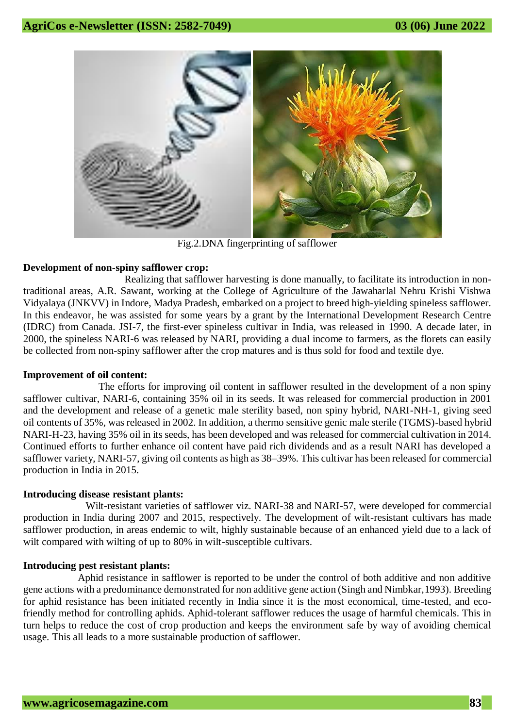Fig.2.DNA fingerprinting of safflower

**Development of non-spiny safflower crop:**

Realizing that safflower harvesting is done manually, to facilitate its introduction in non-traditional areas, A.R. Sawant, working at the College of Agriculture of the Jawaharlal Nehru Krishi Vishwa Vidyalaya (JNKVV) in Indore, Madya Pradesh, embarked on a project to breed high-yielding spineless safflower. In this endeavor, he was assisted for some years by a grant by the International Development Research Centre (IDRC) from Canada. JSI-7, the first-ever spineless cultivar in India, was released in 1990. A decade later, in 2000, the spineless NARI-6 was released by NARI, providing a dual income to farmers, as the florets can easily be collected from non-spiny safflower after the crop matures and is thus sold for food and textile dye.

**Improvement of oil content:**

The efforts for improving oil content in safflower resulted in the development of a non spiny safflower cultivar, NARI-6, containing 35% oil in its seeds. It was released for commercial production in 2001 and the development and release of a genetic male sterility based, non spiny hybrid, NARI-NH-1, giving seed oil contents of 35%, was released in 2002. In addition, a thermo sensitive genic male sterile (TGMS)-based hybrid NARI-H-23, having 35% oil in its seeds, has been developed and was released for commercial cultivation in 2014. Continued efforts to further enhance oil content have paid rich dividends and as a result NARI has developed a safflower variety, NARI-57, giving oil contents as high as 38–39%. This cultivar has been released for commercial production in India in 2015.

**Introducing disease resistant plants:**

Wilt-resistant varieties of safflower viz. NARI-38 and NARI-57, were developed for commercial production in India during 2007 and 2015, respectively. The development of wilt-resistant cultivars has made safflower production, in areas endemic to wilt, highly sustainable because of an enhanced yield due to a lack of wilt compared with wilting of up to 80% in wilt-susceptible cultivars.

**Introducing pest resistant plants:**

Aphid resistance in safflower is reported to be under the control of both additive and non additive gene actions with a predominance demonstrated for non additive gene action (Singh and Nimbkar,1993). Breeding for aphid resistance has been initiated recently in India since it is the most economical, time-tested, and eco-friendly method for controlling aphids. Aphid-tolerant safflower reduces the usage of harmful chemicals. This in turn helps to reduce the cost of crop production and keeps the environment safe by way of avoiding chemical usage. This all leads to a more sustainable production of safflower.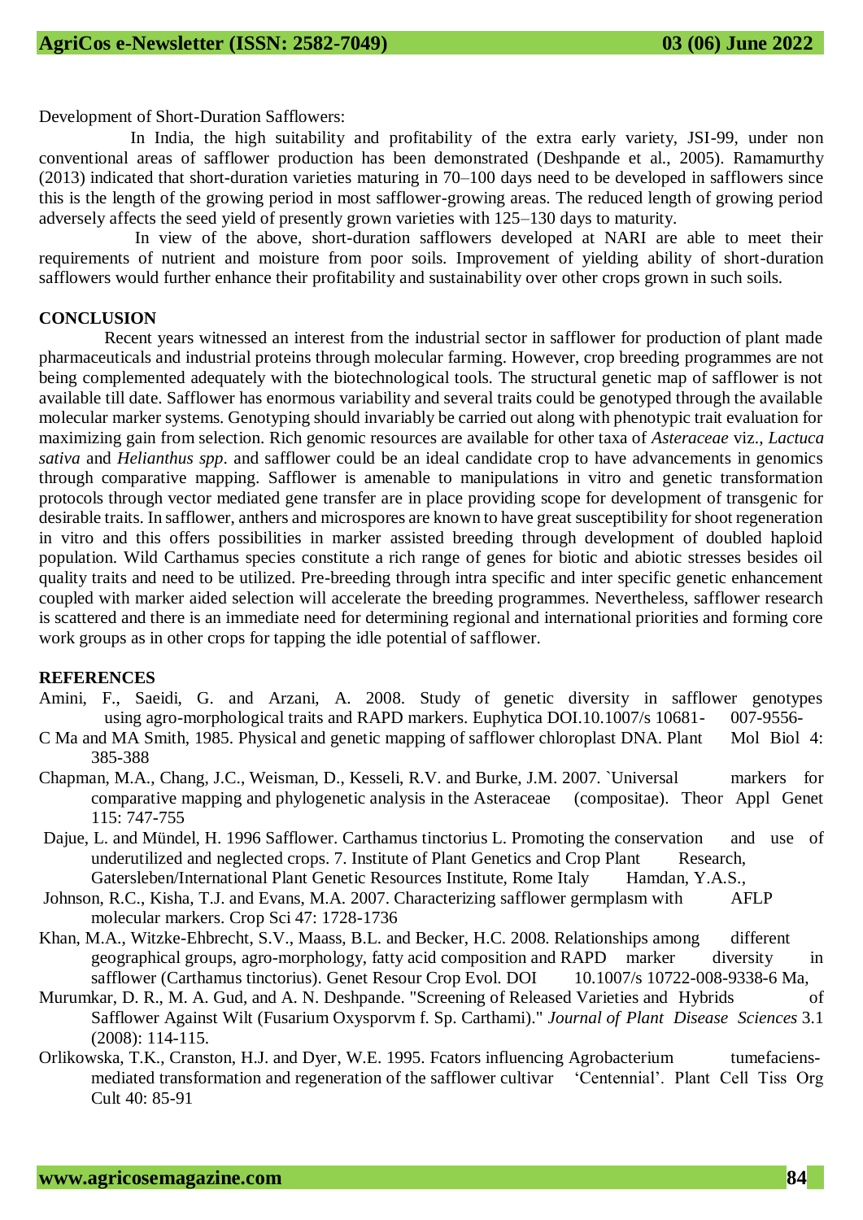Development of Short-Duration Safflowers:

In India, the high suitability and profitability of the extra early variety, JSI-99, under non conventional areas of safflower production has been demonstrated (Deshpande et al., 2005). Ramamurthy (2013) indicated that short-duration varieties maturing in 70–100 days need to be developed in safflowers since this is the length of the growing period in most safflower-growing areas. The reduced length of growing period adversely affects the seed yield of presently grown varieties with 125–130 days to maturity.

In view of the above, short-duration safflowers developed at NARI are able to meet their requirements of nutrient and moisture from poor soils. Improvement of yielding ability of short-duration safflowers would further enhance their profitability and sustainability over other crops grown in such soils.

## CONCLUSION

Recent years witnessed an interest from the industrial sector in safflower for production of plant made pharmaceuticals and industrial proteins through molecular farming. However, crop breeding programmes are not being complemented adequately with the biotechnological tools. The structural genetic map of safflower is not available till date. Safflower has enormous variability and several traits could be genotyped through the available molecular marker systems. Genotyping should invariably be carried out along with phenotypic trait evaluation for maximizing gain from selection. Rich genomic resources are available for other taxa of *Asteraceae* viz., *Lactuca sativa* and *Helianthus spp*. and safflower could be an ideal candidate crop to have advancements in genomics through comparative mapping. Safflower is amenable to manipulations in vitro and genetic transformation protocols through vector mediated gene transfer are in place providing scope for development of transgenic for desirable traits. In safflower, anthers and microspores are known to have great susceptibility for shoot regeneration in vitro and this offers possibilities in marker assisted breeding through development of doubled haploid population. Wild Carthamus species constitute a rich range of genes for biotic and abiotic stresses besides oil quality traits and need to be utilized. Pre-breeding through intra specific and inter specific genetic enhancement coupled with marker aided selection will accelerate the breeding programmes. Nevertheless, safflower research is scattered and there is an immediate need for determining regional and international priorities and forming core work groups as in other crops for tapping the idle potential of safflower.

## REFERENCES

Amini, F., Saeidi, G. and Arzani, A. 2008. Study of genetic diversity in safflower genotypes using agro-morphological traits and RAPD markers. Euphytica DOI.10.1007/s 10681- 007-9556-

C Ma and MA Smith, 1985. Physical and genetic mapping of safflower chloroplast DNA. Plant Mol Biol 4: 385-388

Chapman, M.A., Chang, J.C., Weisman, D., Kesseli, R.V. and Burke, J.M. 2007. `Universal markers for comparative mapping and phylogenetic analysis in the Asteraceae (compositae). Theor Appl Genet 115: 747-755

Dajue, L. and Mündel, H. 1996 Safflower. Carthamus tinctorius L. Promoting the conservation and use of underutilized and neglected crops. 7. Institute of Plant Genetics and Crop Plant Research, Gatersleben/International Plant Genetic Resources Institute, Rome Italy Hamdan, Y.A.S.,

Johnson, R.C., Kisha, T.J. and Evans, M.A. 2007. Characterizing safflower germplasm with AFLP molecular markers. Crop Sci 47: 1728-1736

Khan, M.A., Witzke-Ehbrecht, S.V., Maass, B.L. and Becker, H.C. 2008. Relationships among different geographical groups, agro-morphology, fatty acid composition and RAPD marker diversity in safflower (Carthamus tinctorius). Genet Resour Crop Evol. DOI 10.1007/s 10722-008-9338-6 Ma,

Murumkar, D. R., M. A. Gud, and A. N. Deshpande. "Screening of Released Varieties and Hybrids of Safflower Against Wilt (Fusarium Oxysporvm f. Sp. Carthami)." *Journal of Plant Disease Sciences* 3.1 (2008): 114-115.

Orlikowska, T.K., Cranston, H.J. and Dyer, W.E. 1995. Fcators influencing Agrobacterium tumefaciens-mediated transformation and regeneration of the safflower cultivar 'Centennial'. Plant Cell Tiss Org Cult 40: 85-91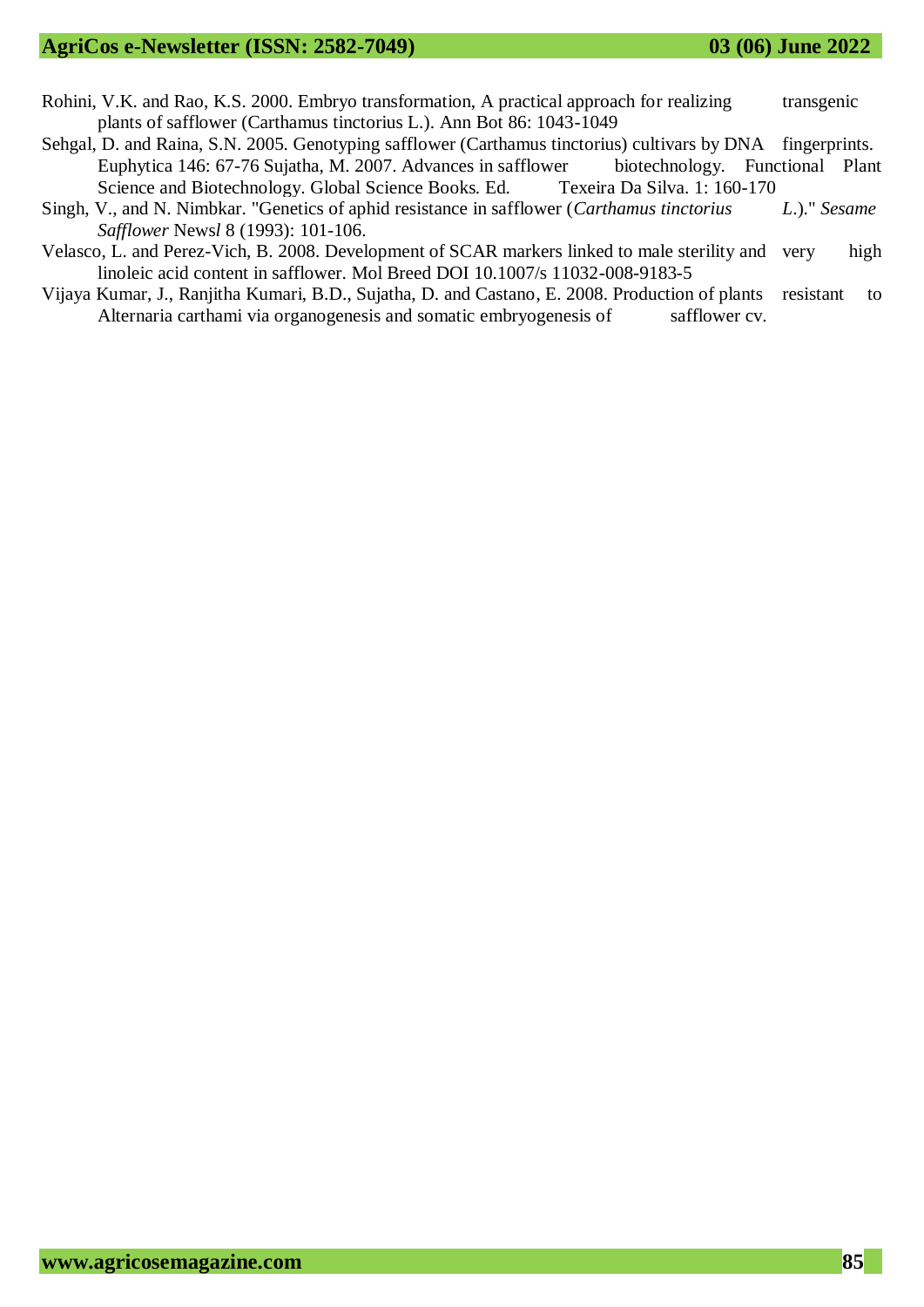Rohini, V.K. and Rao, K.S. 2000. Embryo transformation, A practical approach for realizing transgenic plants of safflower (Carthamus tinctorius L.). Ann Bot 86: 1043-1049

Sehgal, D. and Raina, S.N. 2005. Genotyping safflower (Carthamus tinctorius) cultivars by DNA fingerprints. Euphytica 146: 67-76 Sujatha, M. 2007. Advances in safflower biotechnology. Functional Plant Science and Biotechnology. Global Science Books. Ed. Texeira Da Silva. 1: 160-170

Singh, V., and N. Nimbkar. "Genetics of aphid resistance in safflower (*Carthamus tinctorius L*.)." *Sesame Safflower* News*l* 8 (1993): 101-106.

Velasco, L. and Perez-Vich, B. 2008. Development of SCAR markers linked to male sterility and very high linoleic acid content in safflower. Mol Breed DOI 10.1007/s 11032-008-9183-5

Vijaya Kumar, J., Ranjitha Kumari, B.D., Sujatha, D. and Castano, E. 2008. Production of plants resistant to Alternaria carthami via organogenesis and somatic embryogenesis of safflower cv.